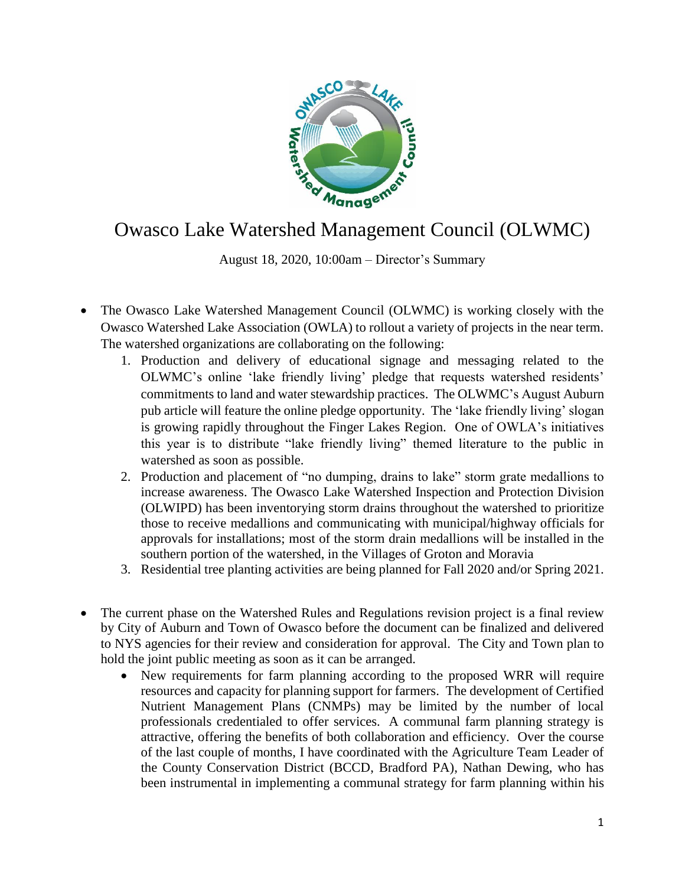# Owasco Lake Watershed Management Council (OLWMC)

August 18, 2020, 10:00am – Director's Summary

- The Owasco Lake Watershed Management Council (OLWMC) is working closely with the Owasco Watershed Lake Association (OWLA) to rollout a variety of projects in the near term. The watershed organizations are collaborating on the following:
  1. Production and delivery of educational signage and messaging related to the OLWMC's online 'lake friendly living' pledge that requests watershed residents' commitments to land and water stewardship practices. The OLWMC's August Auburn pub article will feature the online pledge opportunity. The 'lake friendly living' slogan is growing rapidly throughout the Finger Lakes Region. One of OWLA's initiatives this year is to distribute "lake friendly living" themed literature to the public in watershed as soon as possible.
  2. Production and placement of "no dumping, drains to lake" storm grate medallions to increase awareness. The Owasco Lake Watershed Inspection and Protection Division (OLWIPD) has been inventorying storm drains throughout the watershed to prioritize those to receive medallions and communicating with municipal/highway officials for approvals for installations; most of the storm drain medallions will be installed in the southern portion of the watershed, in the Villages of Groton and Moravia
  3. Residential tree planting activities are being planned for Fall 2020 and/or Spring 2021.

- The current phase on the Watershed Rules and Regulations revision project is a final review by City of Auburn and Town of Owasco before the document can be finalized and delivered to NYS agencies for their review and consideration for approval. The City and Town plan to hold the joint public meeting as soon as it can be arranged.
  - New requirements for farm planning according to the proposed WRR will require resources and capacity for planning support for farmers. The development of Certified Nutrient Management Plans (CNMPs) may be limited by the number of local professionals credentialed to offer services. A communal farm planning strategy is attractive, offering the benefits of both collaboration and efficiency. Over the course of the last couple of months, I have coordinated with the Agriculture Team Leader of the County Conservation District (BCCD, Bradford PA), Nathan Dewing, who has been instrumental in implementing a communal strategy for farm planning within his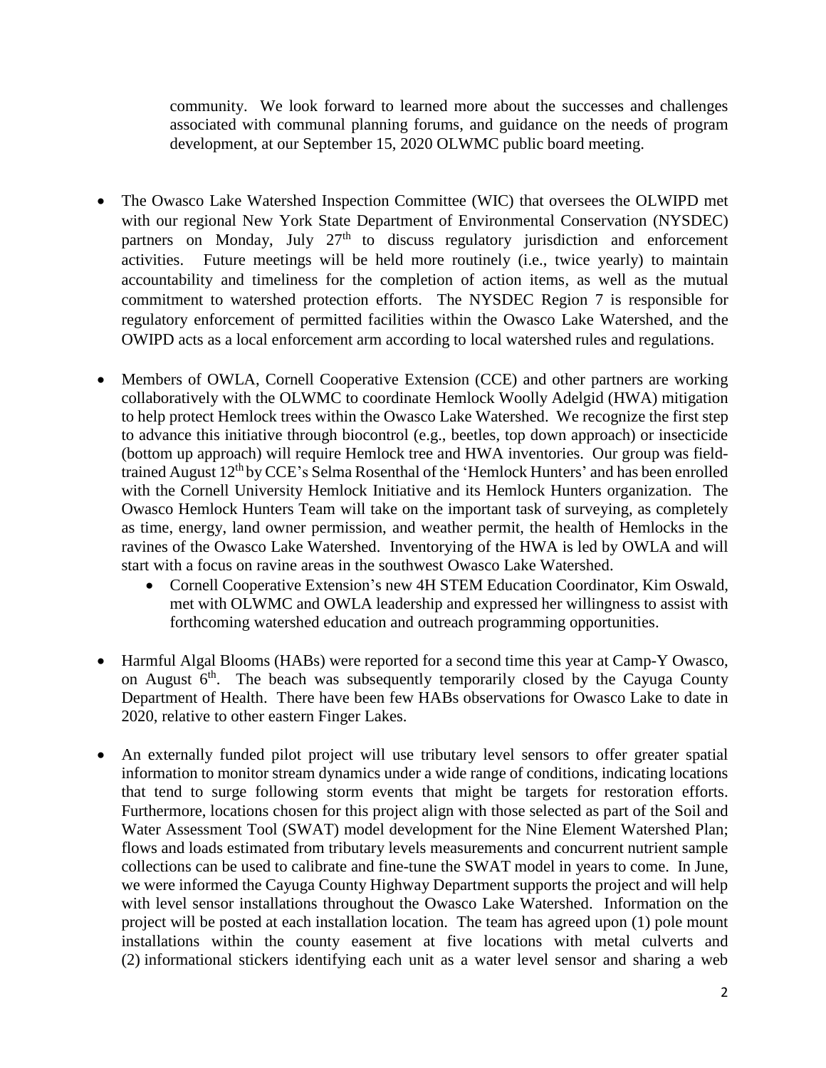community. We look forward to learned more about the successes and challenges associated with communal planning forums, and guidance on the needs of program development, at our September 15, 2020 OLWMC public board meeting.

- The Owasco Lake Watershed Inspection Committee (WIC) that oversees the OLWIPD met with our regional New York State Department of Environmental Conservation (NYSDEC) partners on Monday, July 27th to discuss regulatory jurisdiction and enforcement activities. Future meetings will be held more routinely (i.e., twice yearly) to maintain accountability and timeliness for the completion of action items, as well as the mutual commitment to watershed protection efforts. The NYSDEC Region 7 is responsible for regulatory enforcement of permitted facilities within the Owasco Lake Watershed, and the OWIPD acts as a local enforcement arm according to local watershed rules and regulations.

- Members of OWLA, Cornell Cooperative Extension (CCE) and other partners are working collaboratively with the OLWMC to coordinate Hemlock Woolly Adelgid (HWA) mitigation to help protect Hemlock trees within the Owasco Lake Watershed. We recognize the first step to advance this initiative through biocontrol (e.g., beetles, top down approach) or insecticide (bottom up approach) will require Hemlock tree and HWA inventories. Our group was field-trained August 12th by CCE's Selma Rosenthal of the 'Hemlock Hunters' and has been enrolled with the Cornell University Hemlock Initiative and its Hemlock Hunters organization. The Owasco Hemlock Hunters Team will take on the important task of surveying, as completely as time, energy, land owner permission, and weather permit, the health of Hemlocks in the ravines of the Owasco Lake Watershed. Inventorying of the HWA is led by OWLA and will start with a focus on ravine areas in the southwest Owasco Lake Watershed.
    - Cornell Cooperative Extension's new 4H STEM Education Coordinator, Kim Oswald, met with OLWMC and OWLA leadership and expressed her willingness to assist with forthcoming watershed education and outreach programming opportunities.

- Harmful Algal Blooms (HABs) were reported for a second time this year at Camp-Y Owasco, on August 6th. The beach was subsequently temporarily closed by the Cayuga County Department of Health. There have been few HABs observations for Owasco Lake to date in 2020, relative to other eastern Finger Lakes.

- An externally funded pilot project will use tributary level sensors to offer greater spatial information to monitor stream dynamics under a wide range of conditions, indicating locations that tend to surge following storm events that might be targets for restoration efforts. Furthermore, locations chosen for this project align with those selected as part of the Soil and Water Assessment Tool (SWAT) model development for the Nine Element Watershed Plan; flows and loads estimated from tributary levels measurements and concurrent nutrient sample collections can be used to calibrate and fine-tune the SWAT model in years to come. In June, we were informed the Cayuga County Highway Department supports the project and will help with level sensor installations throughout the Owasco Lake Watershed. Information on the project will be posted at each installation location. The team has agreed upon (1) pole mount installations within the county easement at five locations with metal culverts and (2) informational stickers identifying each unit as a water level sensor and sharing a web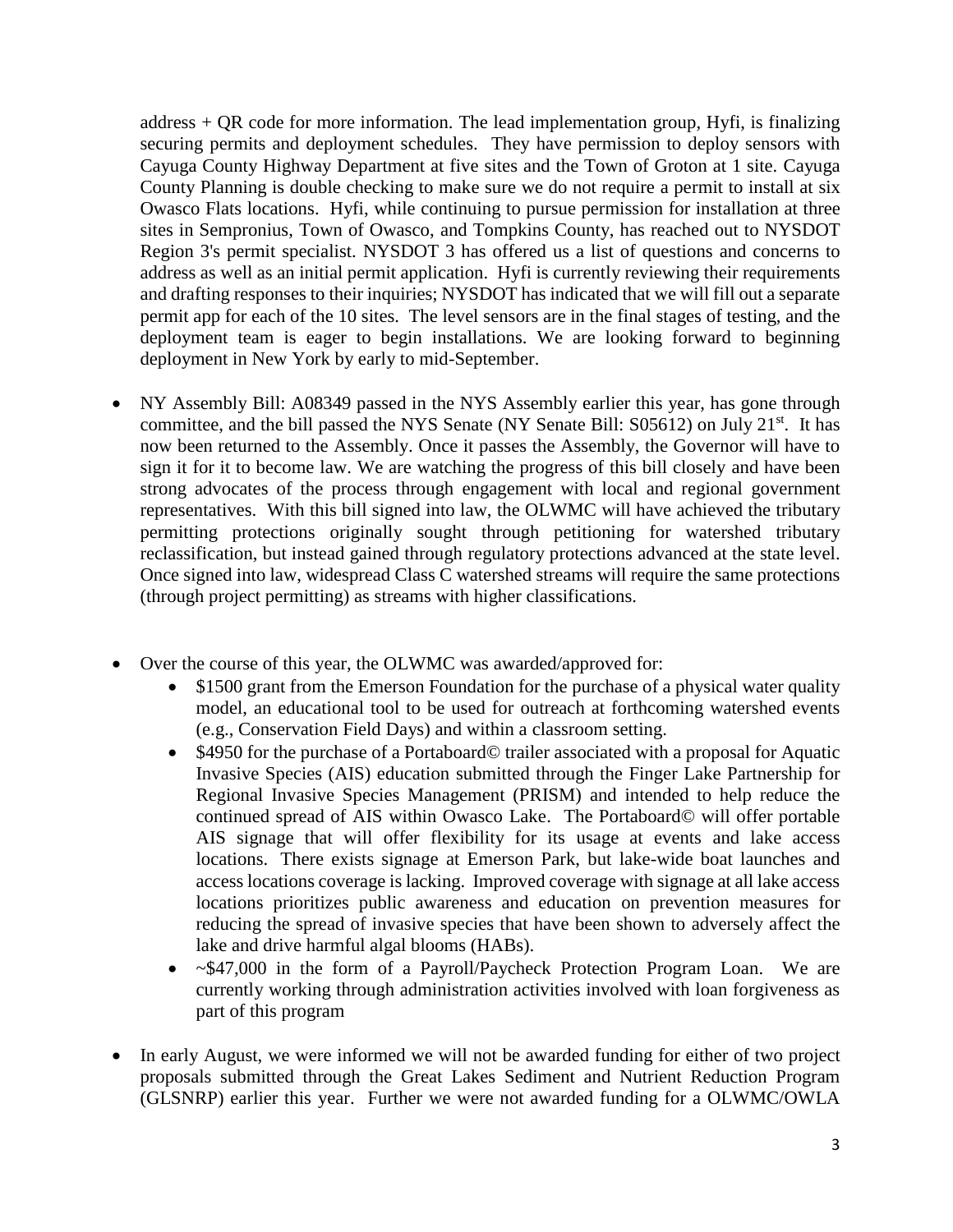address + QR code for more information. The lead implementation group, Hyfi, is finalizing securing permits and deployment schedules. They have permission to deploy sensors with Cayuga County Highway Department at five sites and the Town of Groton at 1 site. Cayuga County Planning is double checking to make sure we do not require a permit to install at six Owasco Flats locations. Hyfi, while continuing to pursue permission for installation at three sites in Sempronius, Town of Owasco, and Tompkins County, has reached out to NYSDOT Region 3's permit specialist. NYSDOT 3 has offered us a list of questions and concerns to address as well as an initial permit application. Hyfi is currently reviewing their requirements and drafting responses to their inquiries; NYSDOT has indicated that we will fill out a separate permit app for each of the 10 sites. The level sensors are in the final stages of testing, and the deployment team is eager to begin installations. We are looking forward to beginning deployment in New York by early to mid-September.

- NY Assembly Bill: A08349 passed in the NYS Assembly earlier this year, has gone through committee, and the bill passed the NYS Senate (NY Senate Bill: S05612) on July 21st. It has now been returned to the Assembly. Once it passes the Assembly, the Governor will have to sign it for it to become law. We are watching the progress of this bill closely and have been strong advocates of the process through engagement with local and regional government representatives. With this bill signed into law, the OLWMC will have achieved the tributary permitting protections originally sought through petitioning for watershed tributary reclassification, but instead gained through regulatory protections advanced at the state level. Once signed into law, widespread Class C watershed streams will require the same protections (through project permitting) as streams with higher classifications.

- Over the course of this year, the OLWMC was awarded/approved for:
  - \$1500 grant from the Emerson Foundation for the purchase of a physical water quality model, an educational tool to be used for outreach at forthcoming watershed events (e.g., Conservation Field Days) and within a classroom setting.
  - \$4950 for the purchase of a Portaboard© trailer associated with a proposal for Aquatic Invasive Species (AIS) education submitted through the Finger Lake Partnership for Regional Invasive Species Management (PRISM) and intended to help reduce the continued spread of AIS within Owasco Lake. The Portaboard© will offer portable AIS signage that will offer flexibility for its usage at events and lake access locations. There exists signage at Emerson Park, but lake-wide boat launches and access locations coverage is lacking. Improved coverage with signage at all lake access locations prioritizes public awareness and education on prevention measures for reducing the spread of invasive species that have been shown to adversely affect the lake and drive harmful algal blooms (HABs).
  - ~\$47,000 in the form of a Payroll/Paycheck Protection Program Loan. We are currently working through administration activities involved with loan forgiveness as part of this program

- In early August, we were informed we will not be awarded funding for either of two project proposals submitted through the Great Lakes Sediment and Nutrient Reduction Program (GLSNRP) earlier this year. Further we were not awarded funding for a OLWMC/OWLA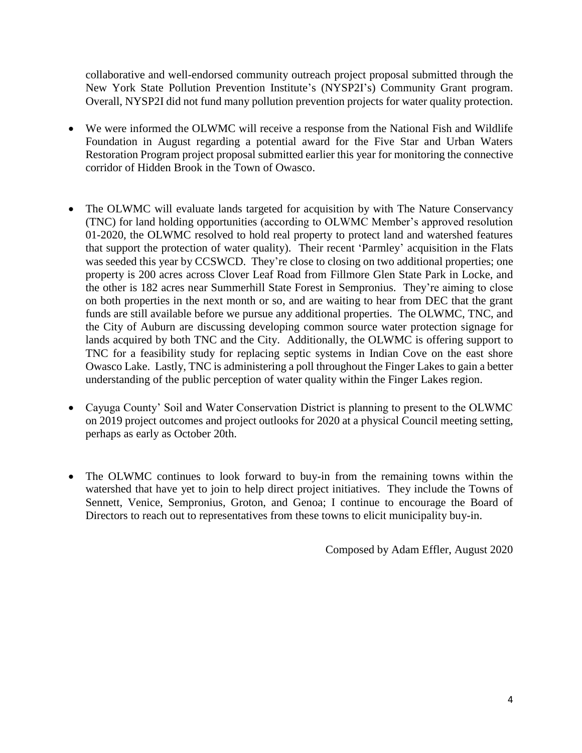collaborative and well-endorsed community outreach project proposal submitted through the New York State Pollution Prevention Institute's (NYSP2I's) Community Grant program. Overall, NYSP2I did not fund many pollution prevention projects for water quality protection.

- We were informed the OLWMC will receive a response from the National Fish and Wildlife Foundation in August regarding a potential award for the Five Star and Urban Waters Restoration Program project proposal submitted earlier this year for monitoring the connective corridor of Hidden Brook in the Town of Owasco.

- The OLWMC will evaluate lands targeted for acquisition by with The Nature Conservancy (TNC) for land holding opportunities (according to OLWMC Member's approved resolution 01-2020, the OLWMC resolved to hold real property to protect land and watershed features that support the protection of water quality). Their recent 'Parmley' acquisition in the Flats was seeded this year by CCSWCD. They're close to closing on two additional properties; one property is 200 acres across Clover Leaf Road from Fillmore Glen State Park in Locke, and the other is 182 acres near Summerhill State Forest in Sempronius. They're aiming to close on both properties in the next month or so, and are waiting to hear from DEC that the grant funds are still available before we pursue any additional properties. The OLWMC, TNC, and the City of Auburn are discussing developing common source water protection signage for lands acquired by both TNC and the City. Additionally, the OLWMC is offering support to TNC for a feasibility study for replacing septic systems in Indian Cove on the east shore Owasco Lake. Lastly, TNC is administering a poll throughout the Finger Lakes to gain a better understanding of the public perception of water quality within the Finger Lakes region.

- Cayuga County' Soil and Water Conservation District is planning to present to the OLWMC on 2019 project outcomes and project outlooks for 2020 at a physical Council meeting setting, perhaps as early as October 20th.

- The OLWMC continues to look forward to buy-in from the remaining towns within the watershed that have yet to join to help direct project initiatives. They include the Towns of Sennett, Venice, Sempronius, Groton, and Genoa; I continue to encourage the Board of Directors to reach out to representatives from these towns to elicit municipality buy-in.

Composed by Adam Effler, August 2020